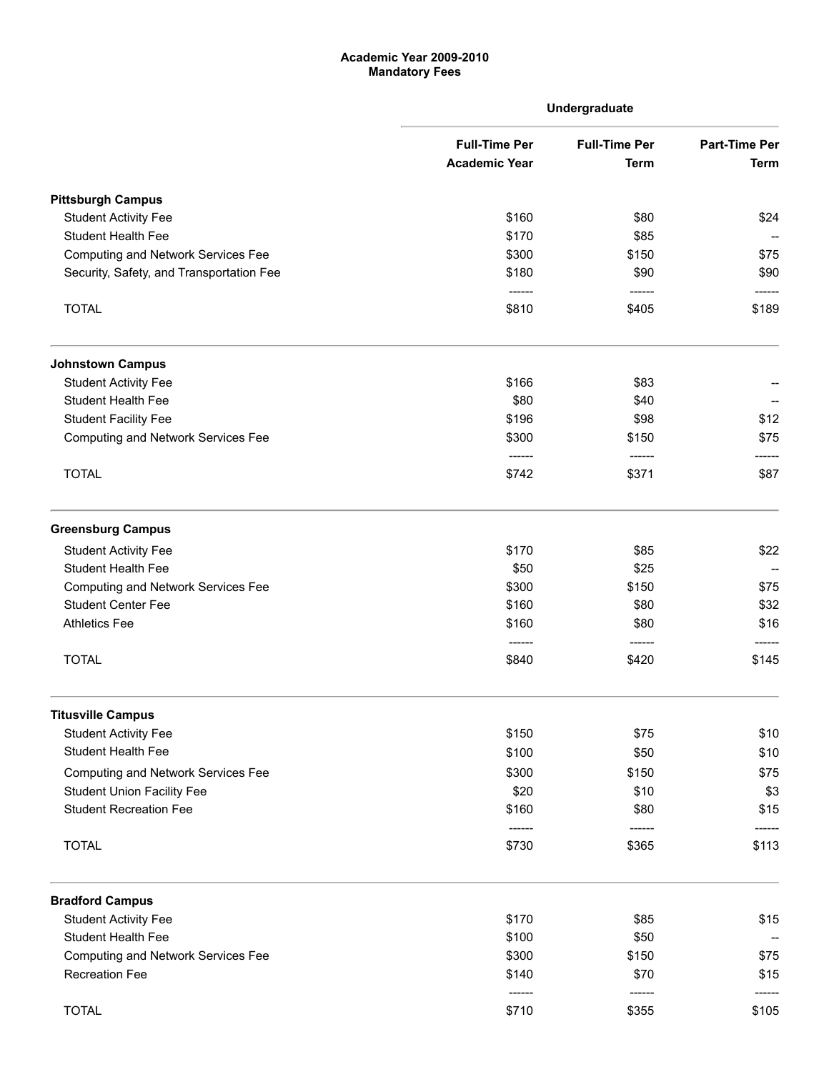**Academic Year 2009-2010**
**Mandatory Fees**

| | Undergraduate | | |
|---|---|---|---|
| | Full-Time Per Academic Year | Full-Time Per Term | Part-Time Per Term |
| **Pittsburgh Campus** | | | |
| Student Activity Fee | $160 | $80 | $24 |
| Student Health Fee | $170 | $85 | -- |
| Computing and Network Services Fee | $300 | $150 | $75 |
| Security, Safety, and Transportation Fee | $180 | $90 | $90 |
| TOTAL | $810 | $405 | $189 |
| **Johnstown Campus** | | | |
| Student Activity Fee | $166 | $83 | -- |
| Student Health Fee | $80 | $40 | -- |
| Student Facility Fee | $196 | $98 | $12 |
| Computing and Network Services Fee | $300 | $150 | $75 |
| TOTAL | $742 | $371 | $87 |
| **Greensburg Campus** | | | |
| Student Activity Fee | $170 | $85 | $22 |
| Student Health Fee | $50 | $25 | -- |
| Computing and Network Services Fee | $300 | $150 | $75 |
| Student Center Fee | $160 | $80 | $32 |
| Athletics Fee | $160 | $80 | $16 |
| TOTAL | $840 | $420 | $145 |
| **Titusville Campus** | | | |
| Student Activity Fee | $150 | $75 | $10 |
| Student Health Fee | $100 | $50 | $10 |
| Computing and Network Services Fee | $300 | $150 | $75 |
| Student Union Facility Fee | $20 | $10 | $3 |
| Student Recreation Fee | $160 | $80 | $15 |
| TOTAL | $730 | $365 | $113 |
| **Bradford Campus** | | | |
| Student Activity Fee | $170 | $85 | $15 |
| Student Health Fee | $100 | $50 | -- |
| Computing and Network Services Fee | $300 | $150 | $75 |
| Recreation Fee | $140 | $70 | $15 |
| TOTAL | $710 | $355 | $105 |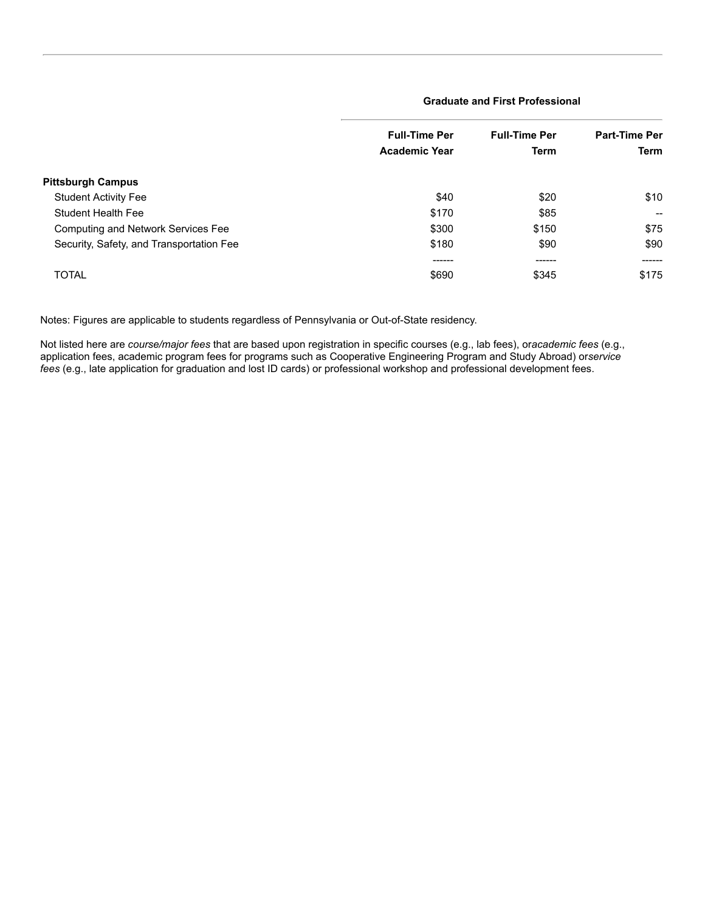| | Graduate and First Professional | | |
| --- | --- | --- | --- |
| | Full-Time Per Academic Year | Full-Time Per Term | Part-Time Per Term |
| **Pittsburgh Campus** | | | |
| Student Activity Fee | $40 | $20 | $10 |
| Student Health Fee | $170 | $85 | -- |
| Computing and Network Services Fee | $300 | $150 | $75 |
| Security, Safety, and Transportation Fee | $180 | $90 | $90 |
| | ------ | ------ | ------ |
| TOTAL | $690 | $345 | $175 |

Notes: Figures are applicable to students regardless of Pennsylvania or Out-of-State residency.

Not listed here are *course/major fees* that are based upon registration in specific courses (e.g., lab fees), or*academic fees* (e.g., application fees, academic program fees for programs such as Cooperative Engineering Program and Study Abroad) or*service fees* (e.g., late application for graduation and lost ID cards) or professional workshop and professional development fees.